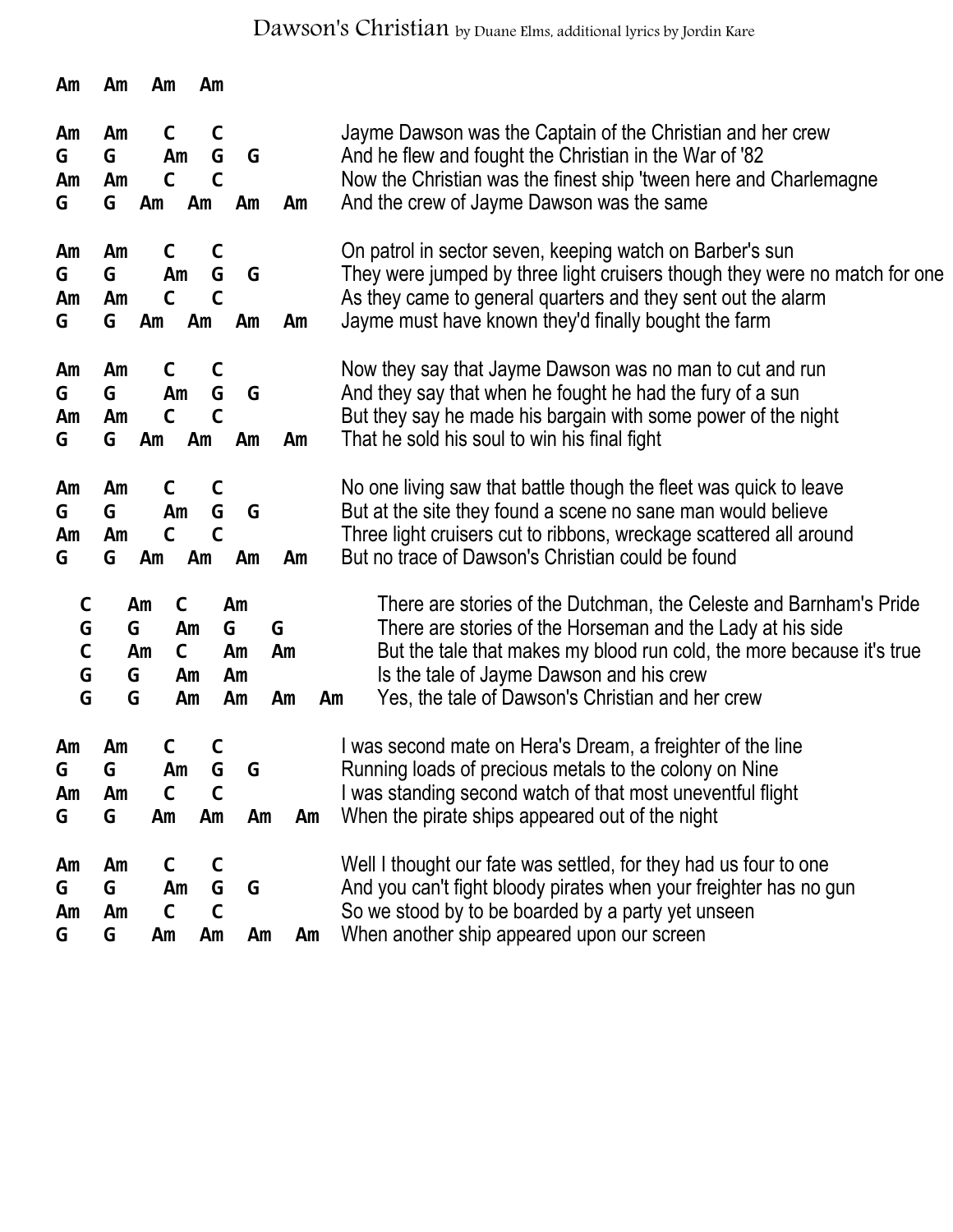# Dawson's Christian by Duane Elms, additional lyrics by Jordin Kare

```
Am   Am   Am   Am

Am   Am    C    C          Jayme Dawson was the Captain of the Christian and her crew
G    G     Am   G   G      And he flew and fought the Christian in the War of '82
Am   Am    C    C          Now the Christian was the finest ship 'tween here and Charlemagne
G    G   Am   Am   Am   Am And the crew of Jayme Dawson was the same

Am   Am    C    C          On patrol in sector seven, keeping watch on Barber's sun
G    G     Am   G   G      They were jumped by three light cruisers though they were no match for one
Am   Am    C    C          As they came to general quarters and they sent out the alarm
G    G   Am   Am   Am   Am Jayme must have known they'd finally bought the farm

Am   Am    C    C          Now they say that Jayme Dawson was no man to cut and run
G    G     Am   G   G      And they say that when he fought he had the fury of a sun
Am   Am    C    C          But they say he made his bargain with some power of the night
G    G   Am   Am   Am   Am That he sold his soul to win his final fight

Am   Am    C    C          No one living saw that battle though the fleet was quick to leave
G    G     Am   G   G      But at the site they found a scene no sane man would believe
Am   Am    C    C          Three light cruisers cut to ribbons, wreckage scattered all around
G    G   Am   Am   Am   Am But no trace of Dawson's Christian could be found

   C    Am   C    Am            There are stories of the Dutchman, the Celeste and Barnham's Pride
   G    G    Am   G    G        There are stories of the Horseman and the Lady at his side
   C    Am   C    Am   Am       But the tale that makes my blood run cold, the more because it's true
   G    G    Am   Am            Is the tale of Jayme Dawson and his crew
   G    G    Am   Am   Am   Am  Yes, the tale of Dawson's Christian and her crew

Am   Am    C    C          I was second mate on Hera's Dream, a freighter of the line
G    G     Am   G   G      Running loads of precious metals to the colony on Nine
Am   Am    C    C          I was standing second watch of that most uneventful flight
G    G   Am   Am   Am   Am When the pirate ships appeared out of the night

Am   Am    C    C          Well I thought our fate was settled, for they had us four to one
G    G     Am   G   G      And you can't fight bloody pirates when your freighter has no gun
Am   Am    C    C          So we stood by to be boarded by a party yet unseen
G    G   Am   Am   Am   Am When another ship appeared upon our screen
```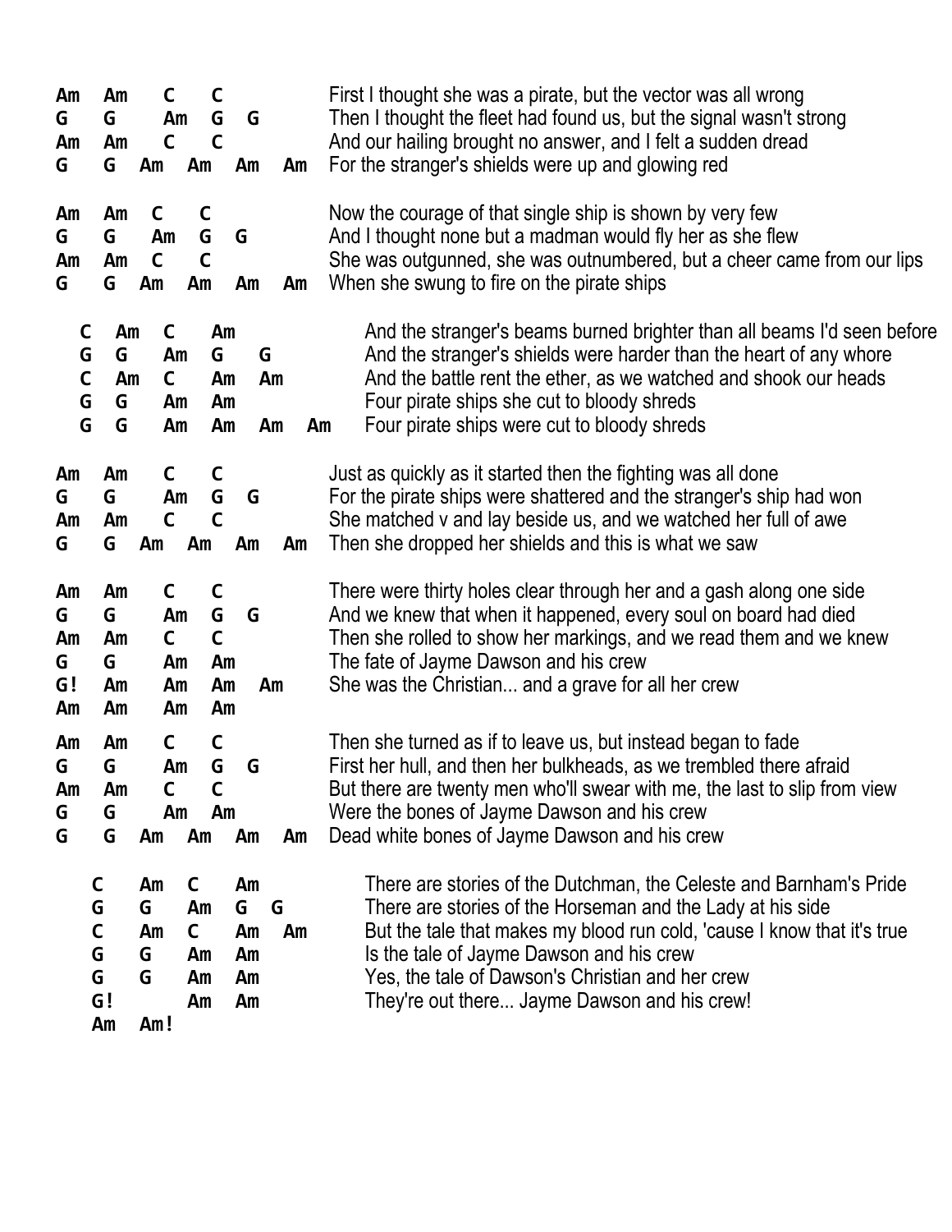```
Am   Am    C    C               First I thought she was a pirate, but the vector was all wrong
G    G     Am   G    G          Then I thought the fleet had found us, but the signal wasn't strong
Am   Am    C    C               And our hailing brought no answer, and I felt a sudden dread
G    G   Am   Am   Am   Am      For the stranger's shields were up and glowing red

Am   Am   C    C                Now the courage of that single ship is shown by very few
G    G    Am   G    G           And I thought none but a madman would fly her as she flew
Am   Am   C    C                She was outgunned, she was outnumbered, but a cheer came from our lips
G    G   Am   Am   Am   Am      When she swung to fire on the pirate ships

   C   Am   C    Am                  And the stranger's beams burned brighter than all beams I'd seen before
   G   G    Am   G    G              And the stranger's shields were harder than the heart of any whore
   C   Am   C    Am   Am             And the battle rent the ether, as we watched and shook our heads
   G   G    Am   Am                  Four pirate ships she cut to bloody shreds
   G   G    Am   Am   Am   Am        Four pirate ships were cut to bloody shreds

Am   Am    C    C               Just as quickly as it started then the fighting was all done
G    G     Am   G    G          For the pirate ships were shattered and the stranger's ship had won
Am   Am    C    C               She matched v and lay beside us, and we watched her full of awe
G    G   Am   Am   Am   Am      Then she dropped her shields and this is what we saw

Am   Am    C    C               There were thirty holes clear through her and a gash along one side
G    G     Am   G    G          And we knew that when it happened, every soul on board had died
Am   Am    C    C               Then she rolled to show her markings, and we read them and we knew
G    G     Am   Am              The fate of Jayme Dawson and his crew
G!   Am    Am   Am   Am         She was the Christian... and a grave for all her crew
Am   Am    Am   Am

Am   Am    C    C               Then she turned as if to leave us, but instead began to fade
G    G     Am   G    G          First her hull, and then her bulkheads, as we trembled there afraid
Am   Am    C    C               But there are twenty men who'll swear with me, the last to slip from view
G    G     Am   Am              Were the bones of Jayme Dawson and his crew
G    G   Am   Am   Am   Am      Dead white bones of Jayme Dawson and his crew

    C    Am   C    Am                There are stories of the Dutchman, the Celeste and Barnham's Pride
    G    G    Am   G   G             There are stories of the Horseman and the Lady at his side
    C    Am   C    Am   Am           But the tale that makes my blood run cold, 'cause I know that it's true
    G    G    Am   Am                Is the tale of Jayme Dawson and his crew
    G    G    Am   Am                Yes, the tale of Dawson's Christian and her crew
    G!        Am   Am                They're out there... Jayme Dawson and his crew!
    Am   Am!
```